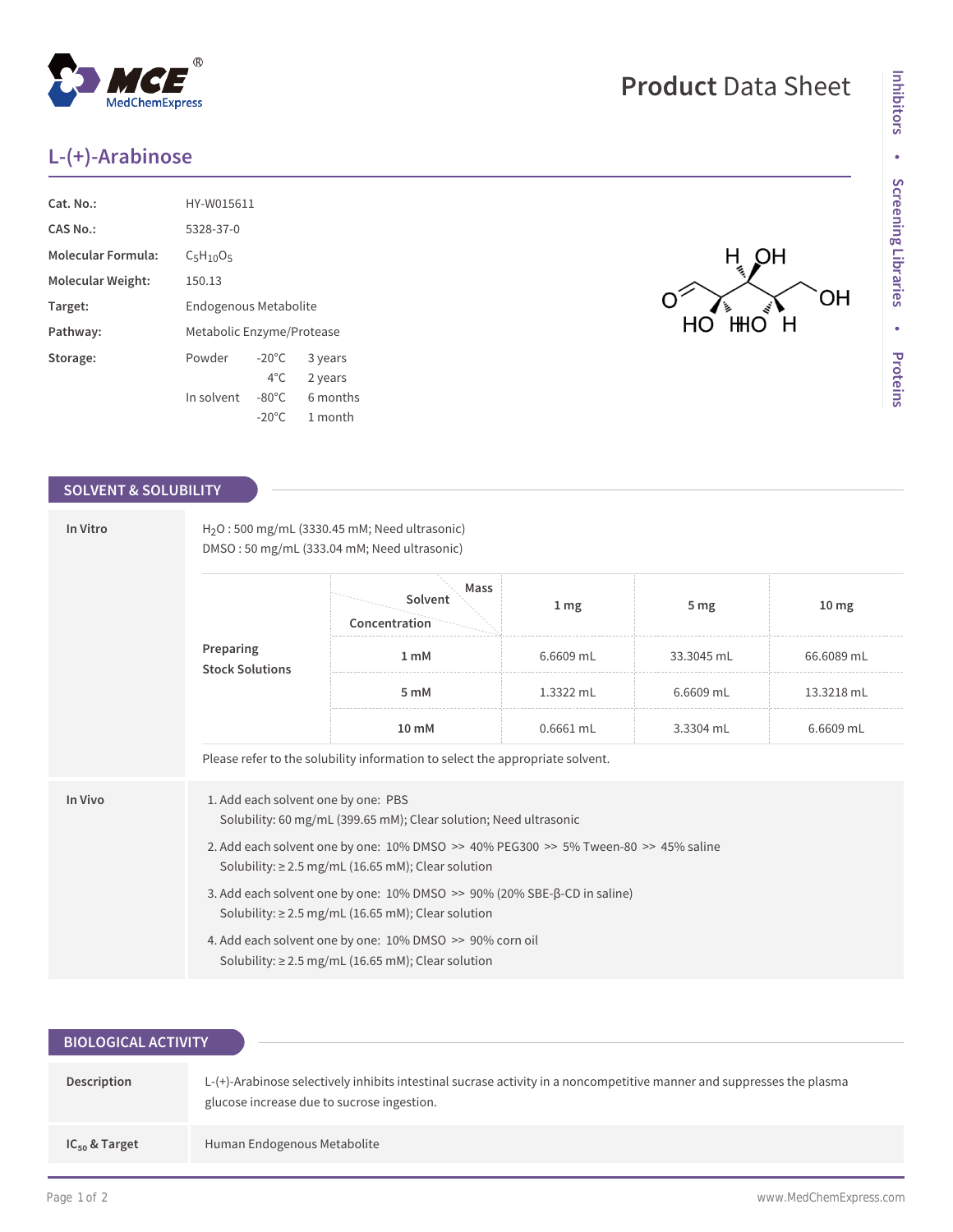# L-(+)-Arabinose

| | |
|---|---|
| **Cat. No.:** | HY-W015611 |
| **CAS No.:** | 5328-37-0 |
| **Molecular Formula:** | $C_5H_{10}O_5$ |
| **Molecular Weight:** | 150.13 |
| **Target:** | Endogenous Metabolite |
| **Pathway:** | Metabolic Enzyme/Protease |
| **Storage:** | Powder -20°C 3 years; 4°C 2 years; In solvent -80°C 6 months; -20°C 1 month |

## SOLVENT & SOLUBILITY

**In Vitro**

$H_2O$ : 500 mg/mL (3330.45 mM; Need ultrasonic)
DMSO : 50 mg/mL (333.04 mM; Need ultrasonic)

| Preparing Stock Solutions (Concentration / Solvent / Mass) | 1 mg | 5 mg | 10 mg |
|---|---|---|---|
| 1 mM | 6.6609 mL | 33.3045 mL | 66.6089 mL |
| 5 mM | 1.3322 mL | 6.6609 mL | 13.3218 mL |
| 10 mM | 0.6661 mL | 3.3304 mL | 6.6609 mL |

Please refer to the solubility information to select the appropriate solvent.

**In Vivo**

1. Add each solvent one by one: PBS
   Solubility: 60 mg/mL (399.65 mM); Clear solution; Need ultrasonic
2. Add each solvent one by one: 10% DMSO >> 40% PEG300 >> 5% Tween-80 >> 45% saline
   Solubility: ≥ 2.5 mg/mL (16.65 mM); Clear solution
3. Add each solvent one by one: 10% DMSO >> 90% (20% SBE-β-CD in saline)
   Solubility: ≥ 2.5 mg/mL (16.65 mM); Clear solution
4. Add each solvent one by one: 10% DMSO >> 90% corn oil
   Solubility: ≥ 2.5 mg/mL (16.65 mM); Clear solution

## BIOLOGICAL ACTIVITY

**Description**

L-(+)-Arabinose selectively inhibits intestinal sucrase activity in a noncompetitive manner and suppresses the plasma glucose increase due to sucrose ingestion.

**$IC_{50}$ & Target**

Human Endogenous Metabolite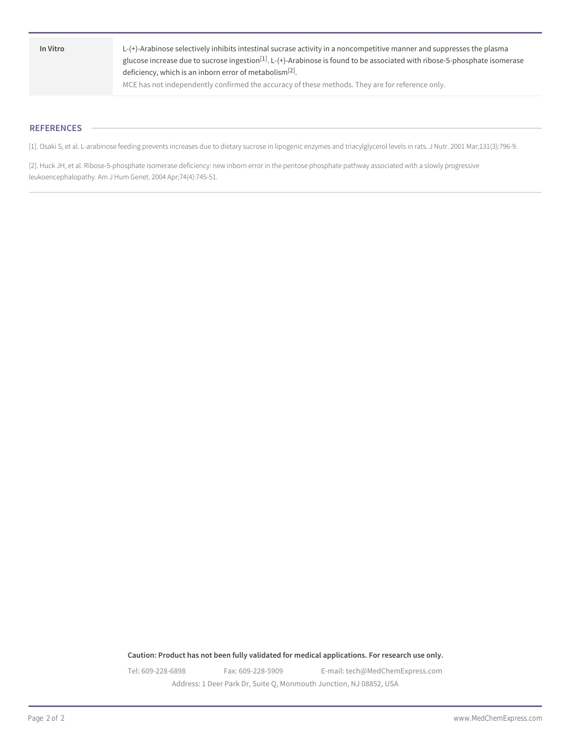| | |
|---|---|
| **In Vitro** | L-(+)-Arabinose selectively inhibits intestinal sucrase activity in a noncompetitive manner and suppresses the plasma glucose increase due to sucrose ingestion[1]. L-(+)-Arabinose is found to be associated with ribose-5-phosphate isomerase deficiency, which is an inborn error of metabolism[2]. MCE has not independently confirmed the accuracy of these methods. They are for reference only. |

## REFERENCES

[1]. Osaki S, et al. L-arabinose feeding prevents increases due to dietary sucrose in lipogenic enzymes and triacylglycerol levels in rats. J Nutr. 2001 Mar;131(3):796-9.

[2]. Huck JH, et al. Ribose-5-phosphate isomerase deficiency: new inborn error in the pentose phosphate pathway associated with a slowly progressive leukoencephalopathy. Am J Hum Genet. 2004 Apr;74(4):745-51.

**Caution: Product has not been fully validated for medical applications. For research use only.**

Tel: 609-228-6898 Fax: 609-228-5909 E-mail: tech@MedChemExpress.com

Address: 1 Deer Park Dr, Suite Q, Monmouth Junction, NJ 08852, USA